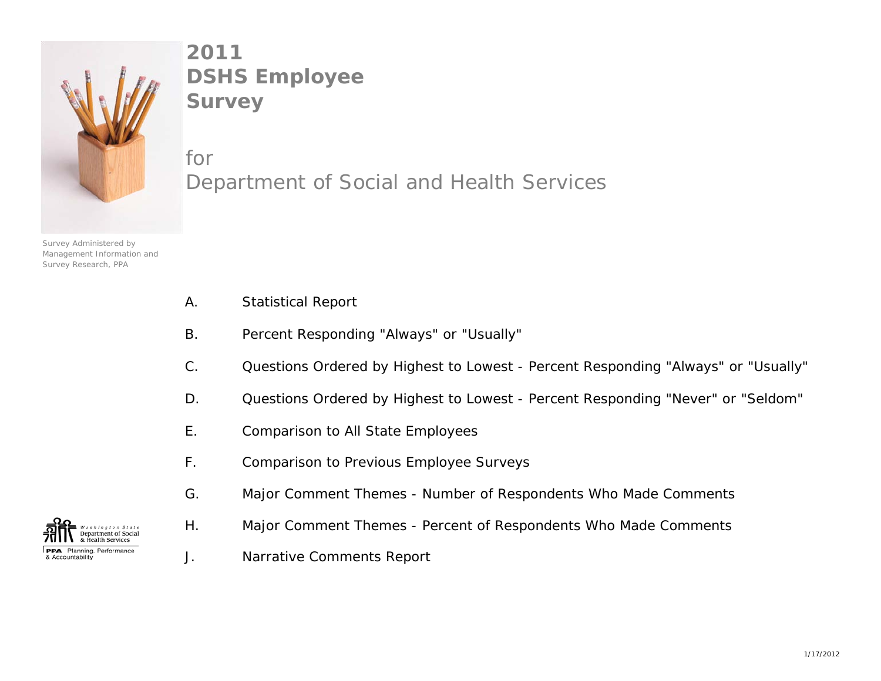# 2011 DSHS Employee Survey

for
Department of Social and Health Services

Survey Administered by
Management Information and
Survey Research, PPA

A. Statistical Report

B. Percent Responding "Always" or "Usually"

C. Questions Ordered by Highest to Lowest - Percent Responding "Always" or "Usually"

D. Questions Ordered by Highest to Lowest - Percent Responding "Never" or "Seldom"

E. Comparison to All State Employees

F. Comparison to Previous Employee Surveys

G. Major Comment Themes - Number of Respondents Who Made Comments

H. Major Comment Themes - Percent of Respondents Who Made Comments

J. Narrative Comments Report

Washington State Department of Social & Health Services

PPA Planning, Performance & Accountability

1/17/2012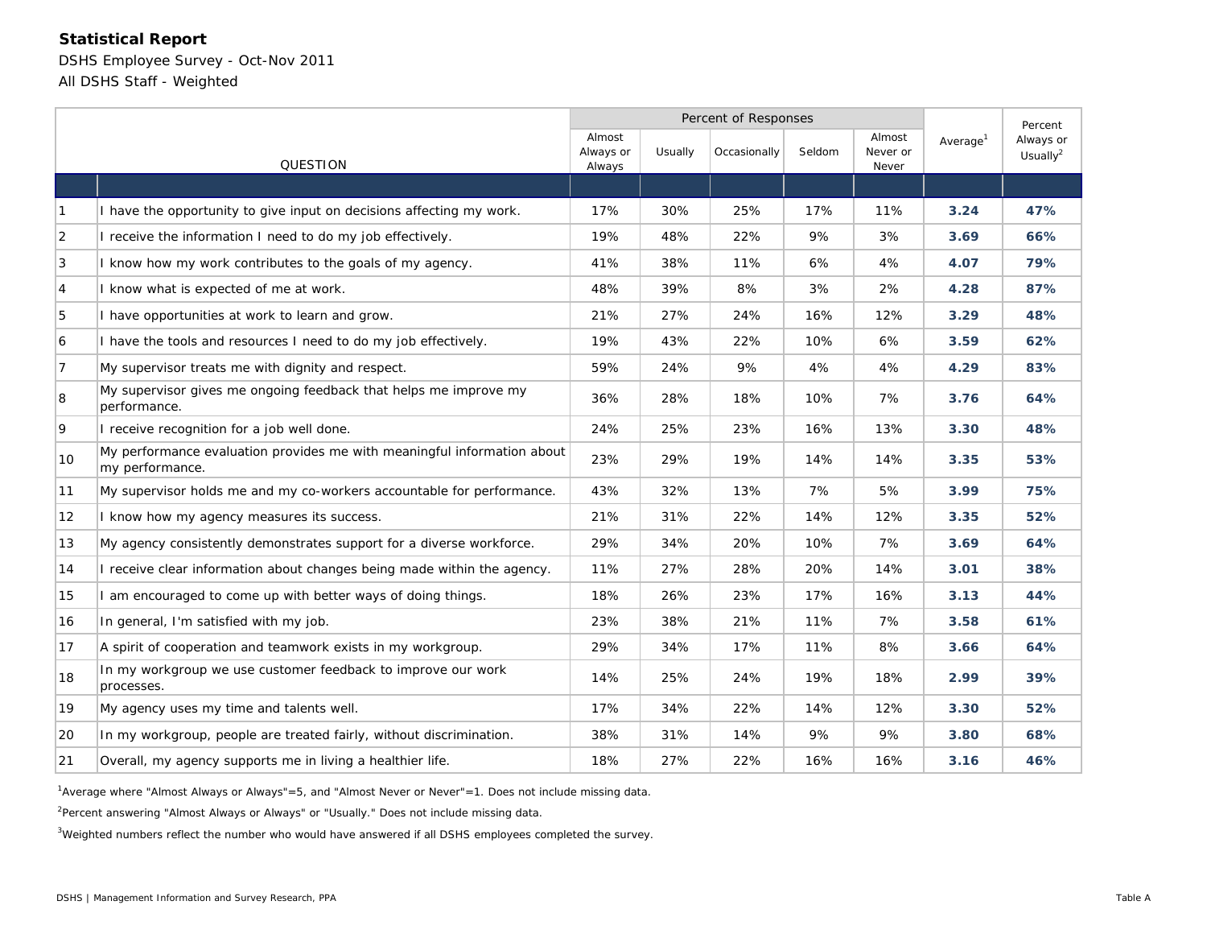**Statistical Report**

DSHS Employee Survey - Oct-Nov 2011

All DSHS Staff - Weighted

| | QUESTION | Percent of Responses | | | | | Average[1] | Percent Always or Usually[2] |
|---|---|---|---|---|---|---|---|---|
| | | Almost Always or Always | Usually | Occasionally | Seldom | Almost Never or Never | | |
| 1 | I have the opportunity to give input on decisions affecting my work. | 17% | 30% | 25% | 17% | 11% | **3.24** | **47%** |
| 2 | I receive the information I need to do my job effectively. | 19% | 48% | 22% | 9% | 3% | **3.69** | **66%** |
| 3 | I know how my work contributes to the goals of my agency. | 41% | 38% | 11% | 6% | 4% | **4.07** | **79%** |
| 4 | I know what is expected of me at work. | 48% | 39% | 8% | 3% | 2% | **4.28** | **87%** |
| 5 | I have opportunities at work to learn and grow. | 21% | 27% | 24% | 16% | 12% | **3.29** | **48%** |
| 6 | I have the tools and resources I need to do my job effectively. | 19% | 43% | 22% | 10% | 6% | **3.59** | **62%** |
| 7 | My supervisor treats me with dignity and respect. | 59% | 24% | 9% | 4% | 4% | **4.29** | **83%** |
| 8 | My supervisor gives me ongoing feedback that helps me improve my performance. | 36% | 28% | 18% | 10% | 7% | **3.76** | **64%** |
| 9 | I receive recognition for a job well done. | 24% | 25% | 23% | 16% | 13% | **3.30** | **48%** |
| 10 | My performance evaluation provides me with meaningful information about my performance. | 23% | 29% | 19% | 14% | 14% | **3.35** | **53%** |
| 11 | My supervisor holds me and my co-workers accountable for performance. | 43% | 32% | 13% | 7% | 5% | **3.99** | **75%** |
| 12 | I know how my agency measures its success. | 21% | 31% | 22% | 14% | 12% | **3.35** | **52%** |
| 13 | My agency consistently demonstrates support for a diverse workforce. | 29% | 34% | 20% | 10% | 7% | **3.69** | **64%** |
| 14 | I receive clear information about changes being made within the agency. | 11% | 27% | 28% | 20% | 14% | **3.01** | **38%** |
| 15 | I am encouraged to come up with better ways of doing things. | 18% | 26% | 23% | 17% | 16% | **3.13** | **44%** |
| 16 | In general, I'm satisfied with my job. | 23% | 38% | 21% | 11% | 7% | **3.58** | **61%** |
| 17 | A spirit of cooperation and teamwork exists in my workgroup. | 29% | 34% | 17% | 11% | 8% | **3.66** | **64%** |
| 18 | In my workgroup we use customer feedback to improve our work processes. | 14% | 25% | 24% | 19% | 18% | **2.99** | **39%** |
| 19 | My agency uses my time and talents well. | 17% | 34% | 22% | 14% | 12% | **3.30** | **52%** |
| 20 | In my workgroup, people are treated fairly, without discrimination. | 38% | 31% | 14% | 9% | 9% | **3.80** | **68%** |
| 21 | Overall, my agency supports me in living a healthier life. | 18% | 27% | 22% | 16% | 16% | **3.16** | **46%** |

[1]Average where "Almost Always or Always"=5, and "Almost Never or Never"=1. Does not include missing data.

[2]Percent answering "Almost Always or Always" or "Usually." Does not include missing data.

[3]Weighted numbers reflect the number who would have answered if all DSHS employees completed the survey.

DSHS | Management Information and Survey Research, PPA

Table A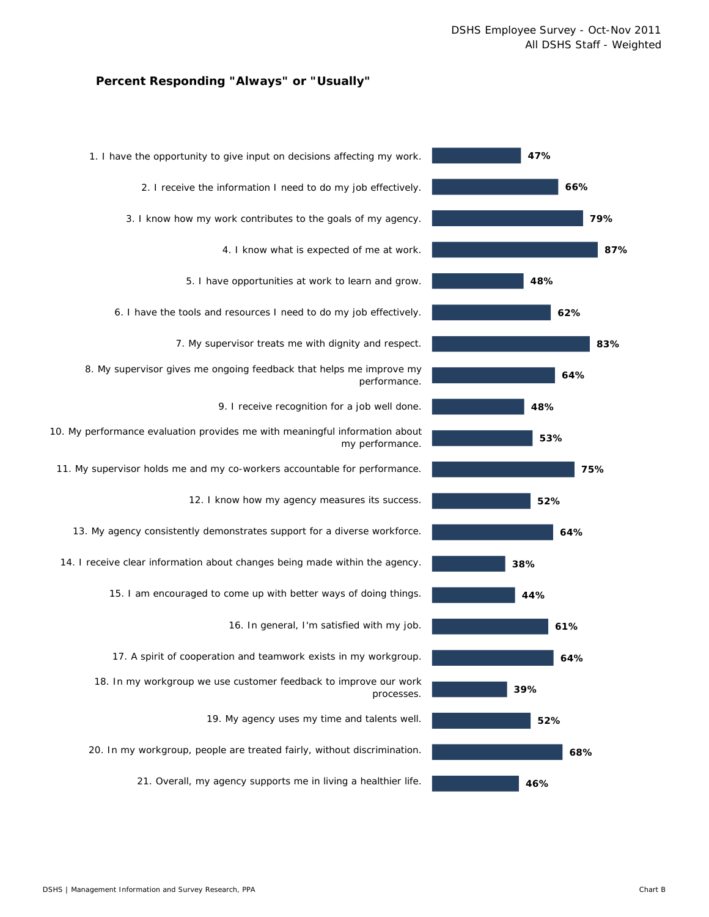DSHS Employee Survey - Oct-Nov 2011
All DSHS Staff - Weighted

## Percent Responding "Always" or "Usually"

| Question | Percent |
|---|---|
| 1. I have the opportunity to give input on decisions affecting my work. | 47% |
| 2. I receive the information I need to do my job effectively. | 66% |
| 3. I know how my work contributes to the goals of my agency. | 79% |
| 4. I know what is expected of me at work. | 87% |
| 5. I have opportunities at work to learn and grow. | 48% |
| 6. I have the tools and resources I need to do my job effectively. | 62% |
| 7. My supervisor treats me with dignity and respect. | 83% |
| 8. My supervisor gives me ongoing feedback that helps me improve my performance. | 64% |
| 9. I receive recognition for a job well done. | 48% |
| 10. My performance evaluation provides me with meaningful information about my performance. | 53% |
| 11. My supervisor holds me and my co-workers accountable for performance. | 75% |
| 12. I know how my agency measures its success. | 52% |
| 13. My agency consistently demonstrates support for a diverse workforce. | 64% |
| 14. I receive clear information about changes being made within the agency. | 38% |
| 15. I am encouraged to come up with better ways of doing things. | 44% |
| 16. In general, I'm satisfied with my job. | 61% |
| 17. A spirit of cooperation and teamwork exists in my workgroup. | 64% |
| 18. In my workgroup we use customer feedback to improve our work processes. | 39% |
| 19. My agency uses my time and talents well. | 52% |
| 20. In my workgroup, people are treated fairly, without discrimination. | 68% |
| 21. Overall, my agency supports me in living a healthier life. | 46% |

DSHS | Management Information and Survey Research, PPA

Chart B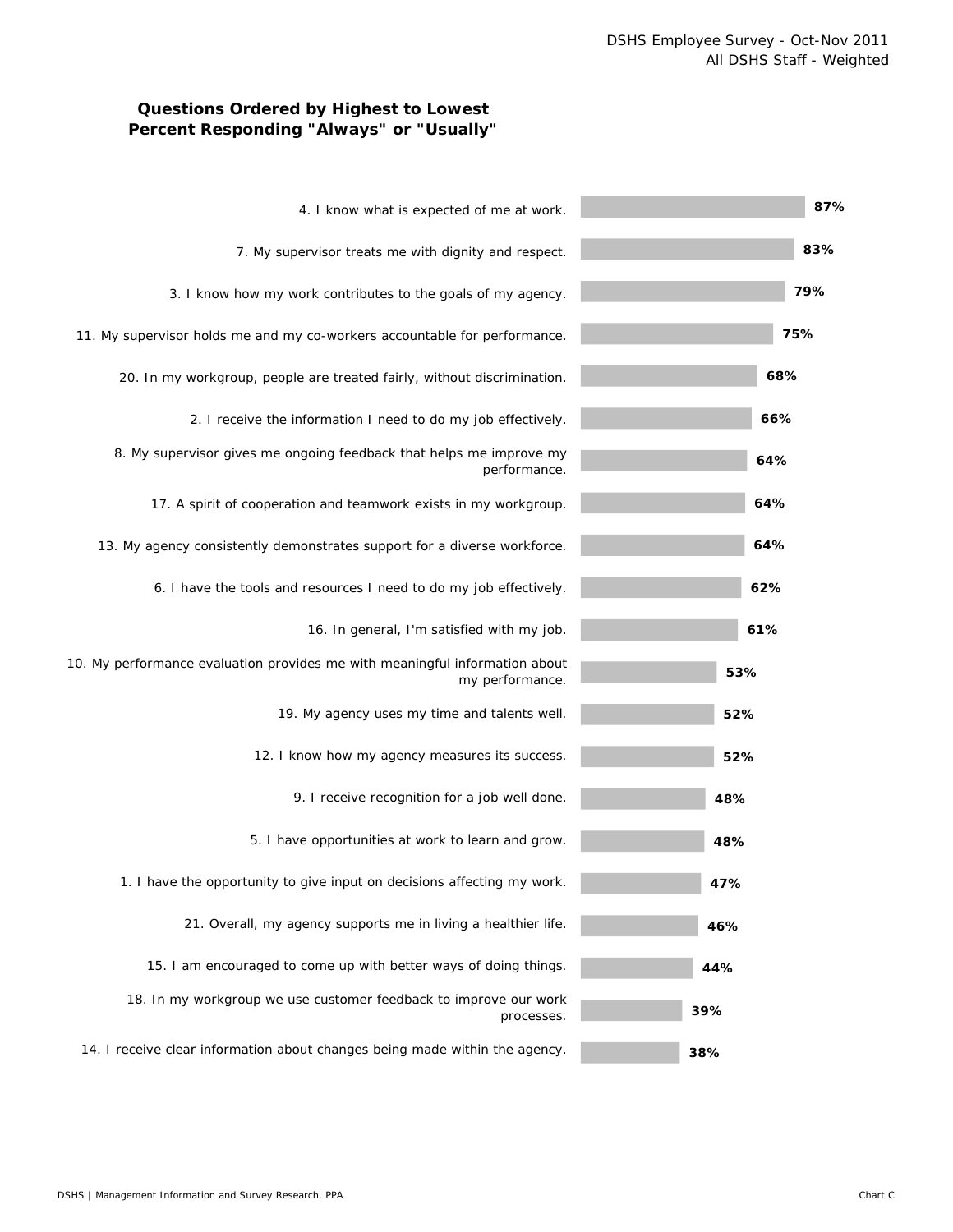DSHS Employee Survey - Oct-Nov 2011
All DSHS Staff - Weighted

## Questions Ordered by Highest to Lowest Percent Responding "Always" or "Usually"

| Question | Percent |
|---|---|
| 4. I know what is expected of me at work. | 87% |
| 7. My supervisor treats me with dignity and respect. | 83% |
| 3. I know how my work contributes to the goals of my agency. | 79% |
| 11. My supervisor holds me and my co-workers accountable for performance. | 75% |
| 20. In my workgroup, people are treated fairly, without discrimination. | 68% |
| 2. I receive the information I need to do my job effectively. | 66% |
| 8. My supervisor gives me ongoing feedback that helps me improve my performance. | 64% |
| 17. A spirit of cooperation and teamwork exists in my workgroup. | 64% |
| 13. My agency consistently demonstrates support for a diverse workforce. | 64% |
| 6. I have the tools and resources I need to do my job effectively. | 62% |
| 16. In general, I'm satisfied with my job. | 61% |
| 10. My performance evaluation provides me with meaningful information about my performance. | 53% |
| 19. My agency uses my time and talents well. | 52% |
| 12. I know how my agency measures its success. | 52% |
| 9. I receive recognition for a job well done. | 48% |
| 5. I have opportunities at work to learn and grow. | 48% |
| 1. I have the opportunity to give input on decisions affecting my work. | 47% |
| 21. Overall, my agency supports me in living a healthier life. | 46% |
| 15. I am encouraged to come up with better ways of doing things. | 44% |
| 18. In my workgroup we use customer feedback to improve our work processes. | 39% |
| 14. I receive clear information about changes being made within the agency. | 38% |

DSHS | Management Information and Survey Research, PPA

Chart C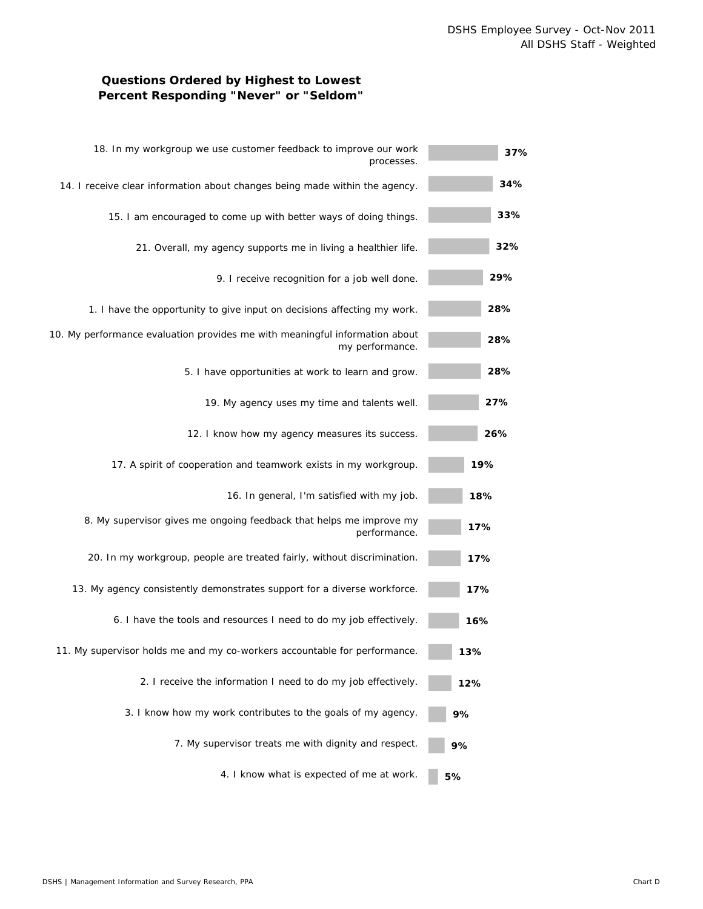## Questions Ordered by Highest to Lowest Percent Responding "Never" or "Seldom"

| Question | Percent |
| --- | --- |
| 18. In my workgroup we use customer feedback to improve our work processes. | 37% |
| 14. I receive clear information about changes being made within the agency. | 34% |
| 15. I am encouraged to come up with better ways of doing things. | 33% |
| 21. Overall, my agency supports me in living a healthier life. | 32% |
| 9. I receive recognition for a job well done. | 29% |
| 1. I have the opportunity to give input on decisions affecting my work. | 28% |
| 10. My performance evaluation provides me with meaningful information about my performance. | 28% |
| 5. I have opportunities at work to learn and grow. | 28% |
| 19. My agency uses my time and talents well. | 27% |
| 12. I know how my agency measures its success. | 26% |
| 17. A spirit of cooperation and teamwork exists in my workgroup. | 19% |
| 16. In general, I'm satisfied with my job. | 18% |
| 8. My supervisor gives me ongoing feedback that helps me improve my performance. | 17% |
| 20. In my workgroup, people are treated fairly, without discrimination. | 17% |
| 13. My agency consistently demonstrates support for a diverse workforce. | 17% |
| 6. I have the tools and resources I need to do my job effectively. | 16% |
| 11. My supervisor holds me and my co-workers accountable for performance. | 13% |
| 2. I receive the information I need to do my job effectively. | 12% |
| 3. I know how my work contributes to the goals of my agency. | 9% |
| 7. My supervisor treats me with dignity and respect. | 9% |
| 4. I know what is expected of me at work. | 5% |

Chart D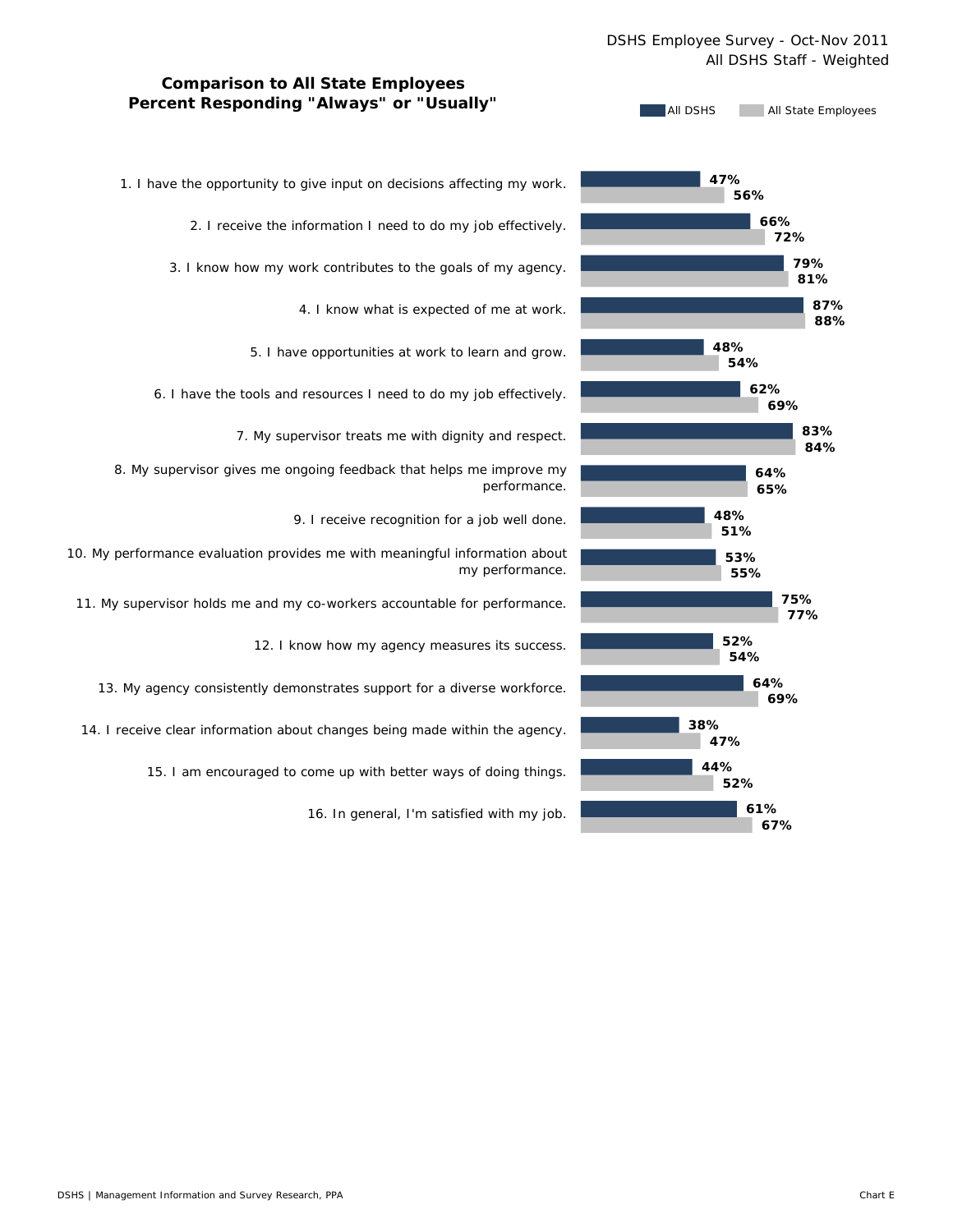DSHS Employee Survey - Oct-Nov 2011
All DSHS Staff - Weighted

## Comparison to All State Employees
## Percent Responding "Always" or "Usually"

| Question | All DSHS | All State Employees |
|---|---|---|
| 1. I have the opportunity to give input on decisions affecting my work. | 47% | 56% |
| 2. I receive the information I need to do my job effectively. | 66% | 72% |
| 3. I know how my work contributes to the goals of my agency. | 79% | 81% |
| 4. I know what is expected of me at work. | 87% | 88% |
| 5. I have opportunities at work to learn and grow. | 48% | 54% |
| 6. I have the tools and resources I need to do my job effectively. | 62% | 69% |
| 7. My supervisor treats me with dignity and respect. | 83% | 84% |
| 8. My supervisor gives me ongoing feedback that helps me improve my performance. | 64% | 65% |
| 9. I receive recognition for a job well done. | 48% | 51% |
| 10. My performance evaluation provides me with meaningful information about my performance. | 53% | 55% |
| 11. My supervisor holds me and my co-workers accountable for performance. | 75% | 77% |
| 12. I know how my agency measures its success. | 52% | 54% |
| 13. My agency consistently demonstrates support for a diverse workforce. | 64% | 69% |
| 14. I receive clear information about changes being made within the agency. | 38% | 47% |
| 15. I am encouraged to come up with better ways of doing things. | 44% | 52% |
| 16. In general, I'm satisfied with my job. | 61% | 67% |

DSHS | Management Information and Survey Research, PPA

Chart E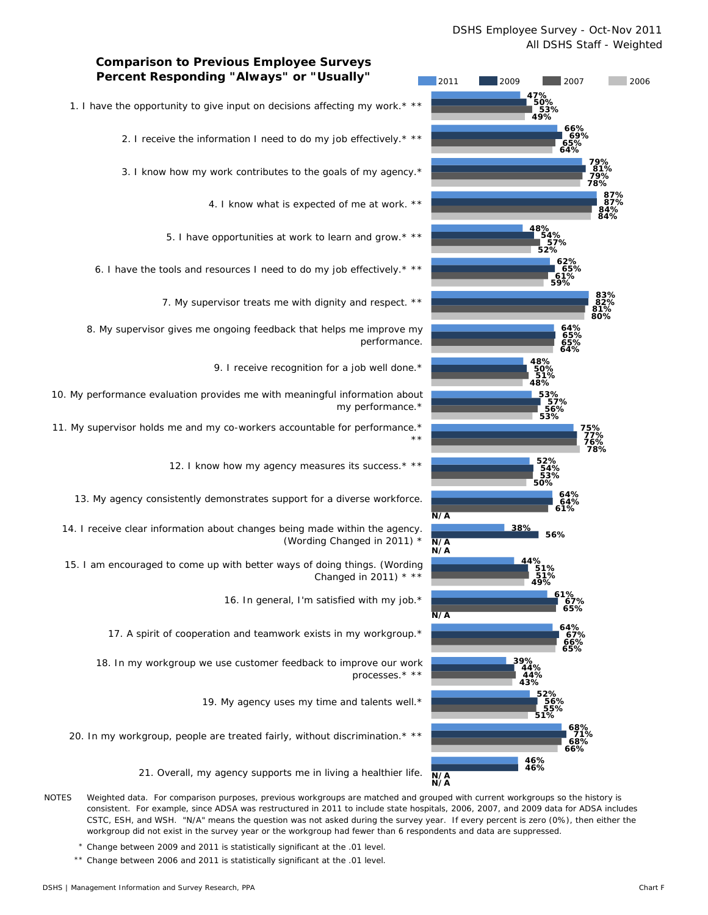DSHS Employee Survey - Oct-Nov 2011
All DSHS Staff - Weighted

## Comparison to Previous Employee Surveys
## Percent Responding "Always" or "Usually"

| Item | 2011 | 2009 | 2007 | 2006 |
|---|---|---|---|---|
| 1. I have the opportunity to give input on decisions affecting my work.* ** | 47% | 50% | 53% | 49% |
| 2. I receive the information I need to do my job effectively.* ** | 66% | 69% | 65% | 64% |
| 3. I know how my work contributes to the goals of my agency.* | 79% | 81% | 79% | 78% |
| 4. I know what is expected of me at work. ** | 87% | 87% | 84% | 84% |
| 5. I have opportunities at work to learn and grow.* ** | 48% | 54% | 57% | 52% |
| 6. I have the tools and resources I need to do my job effectively.* ** | 62% | 65% | 61% | 59% |
| 7. My supervisor treats me with dignity and respect. ** | 83% | 82% | 81% | 80% |
| 8. My supervisor gives me ongoing feedback that helps me improve my performance. | 64% | 65% | 65% | 64% |
| 9. I receive recognition for a job well done.* | 48% | 50% | 51% | 48% |
| 10. My performance evaluation provides me with meaningful information about my performance.* | 53% | 57% | 56% | 53% |
| 11. My supervisor holds me and my co-workers accountable for performance.* ** | 75% | 77% | 76% | 78% |
| 12. I know how my agency measures its success.* ** | 52% | 54% | 53% | 50% |
| 13. My agency consistently demonstrates support for a diverse workforce. | 64% | 64% | 61% | N/A |
| 14. I receive clear information about changes being made within the agency. (Wording Changed in 2011) * | 38% | 56% | N/A | N/A |
| 15. I am encouraged to come up with better ways of doing things. (Wording Changed in 2011) * ** | 44% | 51% | 51% | 49% |
| 16. In general, I'm satisfied with my job.* | 61% | 67% | 65% | N/A |
| 17. A spirit of cooperation and teamwork exists in my workgroup.* | 64% | 67% | 66% | 65% |
| 18. In my workgroup we use customer feedback to improve our work processes.* ** | 39% | 44% | 44% | 43% |
| 19. My agency uses my time and talents well.* | 52% | 56% | 55% | 51% |
| 20. In my workgroup, people are treated fairly, without discrimination.* ** | 68% | 71% | 68% | 66% |
| 21. Overall, my agency supports me in living a healthier life. | 46% | 46% | N/A | N/A |

NOTES Weighted data. For comparison purposes, previous workgroups are matched and grouped with current workgroups so the history is consistent. For example, since ADSA was restructured in 2011 to include state hospitals, 2006, 2007, and 2009 data for ADSA includes CSTC, ESH, and WSH. "N/A" means the question was not asked during the survey year. If every percent is zero (0%), then either the workgroup did not exist in the survey year or the workgroup had fewer than 6 respondents and data are suppressed.

\* Change between 2009 and 2011 is statistically significant at the .01 level.

\*\* Change between 2006 and 2011 is statistically significant at the .01 level.

DSHS | Management Information and Survey Research, PPA

Chart F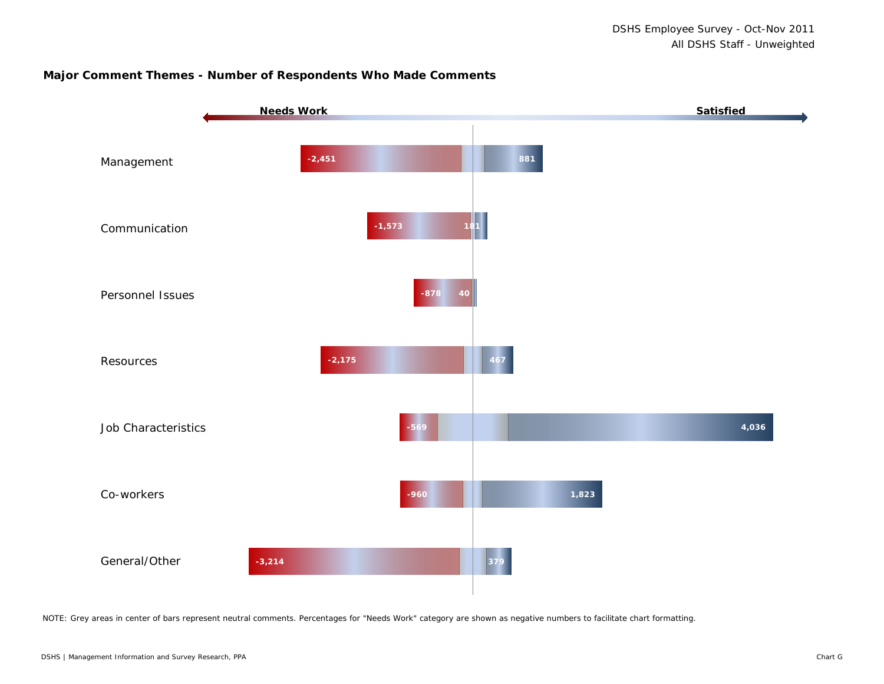DSHS Employee Survey - Oct-Nov 2011
All DSHS Staff - Unweighted

**Major Comment Themes - Number of Respondents Who Made Comments**

| Theme | Needs Work | Satisfied |
|---|---|---|
| Management | -2,451 | 881 |
| Communication | -1,573 | 181 |
| Personnel Issues | -878 | 40 |
| Resources | -2,175 | 467 |
| Job Characteristics | -569 | 4,036 |
| Co-workers | -960 | 1,823 |
| General/Other | -3,214 | 379 |

NOTE: Grey areas in center of bars represent neutral comments. Percentages for "Needs Work" category are shown as negative numbers to facilitate chart formatting.

DSHS | Management Information and Survey Research, PPA

Chart G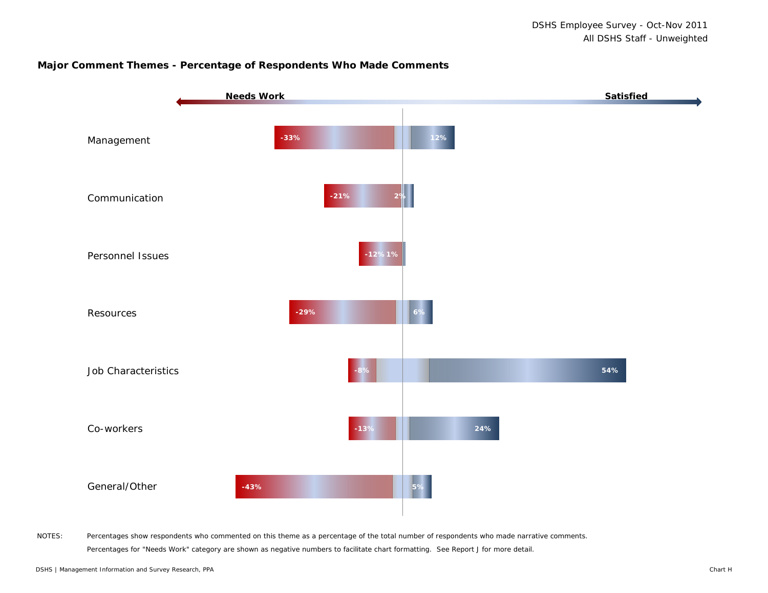DSHS Employee Survey - Oct-Nov 2011
All DSHS Staff - Unweighted

## Major Comment Themes - Percentage of Respondents Who Made Comments

| Theme | Needs Work | Satisfied |
| --- | --- | --- |
| Management | -33% | 12% |
| Communication | -21% | 2% |
| Personnel Issues | -12% | 1% |
| Resources | -29% | 6% |
| Job Characteristics | -8% | 54% |
| Co-workers | -13% | 24% |
| General/Other | -43% | 5% |

NOTES: Percentages show respondents who commented on this theme as a percentage of the total number of respondents who made narrative comments.

Percentages for "Needs Work" category are shown as negative numbers to facilitate chart formatting. See Report J for more detail.

DSHS | Management Information and Survey Research, PPA

Chart H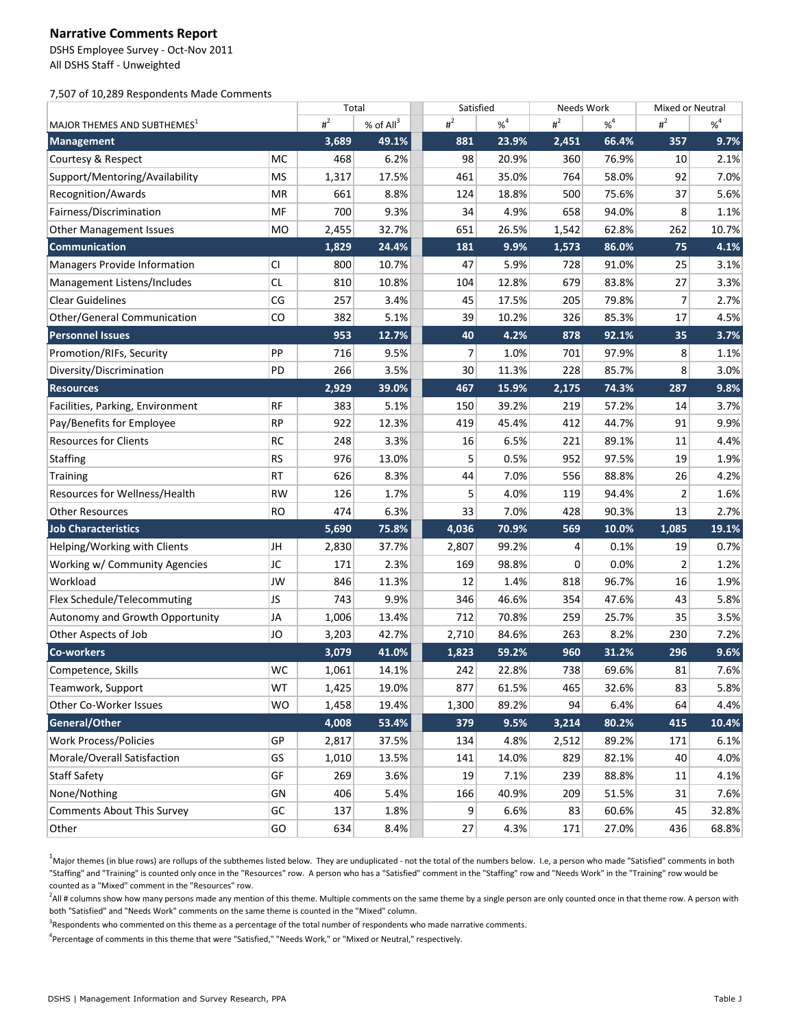**Narrative Comments Report**

DSHS Employee Survey - Oct-Nov 2011

All DSHS Staff - Unweighted

7,507 of 10,289 Respondents Made Comments

| | | Total | | Satisfied | | Needs Work | | Mixed or Neutral | |
|---|---|---|---|---|---|---|---|---|---|
| MAJOR THEMES AND SUBTHEMES[1] | | #[2] | % of All[3] | #[2] | %[4] | #[2] | %[4] | #[2] | %[4] |
| **Management** | | **3,689** | **49.1%** | **881** | **23.9%** | **2,451** | **66.4%** | **357** | **9.7%** |
| Courtesy & Respect | MC | 468 | 6.2% | 98 | 20.9% | 360 | 76.9% | 10 | 2.1% |
| Support/Mentoring/Availability | MS | 1,317 | 17.5% | 461 | 35.0% | 764 | 58.0% | 92 | 7.0% |
| Recognition/Awards | MR | 661 | 8.8% | 124 | 18.8% | 500 | 75.6% | 37 | 5.6% |
| Fairness/Discrimination | MF | 700 | 9.3% | 34 | 4.9% | 658 | 94.0% | 8 | 1.1% |
| Other Management Issues | MO | 2,455 | 32.7% | 651 | 26.5% | 1,542 | 62.8% | 262 | 10.7% |
| **Communication** | | **1,829** | **24.4%** | **181** | **9.9%** | **1,573** | **86.0%** | **75** | **4.1%** |
| Managers Provide Information | CI | 800 | 10.7% | 47 | 5.9% | 728 | 91.0% | 25 | 3.1% |
| Management Listens/Includes | CL | 810 | 10.8% | 104 | 12.8% | 679 | 83.8% | 27 | 3.3% |
| Clear Guidelines | CG | 257 | 3.4% | 45 | 17.5% | 205 | 79.8% | 7 | 2.7% |
| Other/General Communication | CO | 382 | 5.1% | 39 | 10.2% | 326 | 85.3% | 17 | 4.5% |
| **Personnel Issues** | | **953** | **12.7%** | **40** | **4.2%** | **878** | **92.1%** | **35** | **3.7%** |
| Promotion/RIFs, Security | PP | 716 | 9.5% | 7 | 1.0% | 701 | 97.9% | 8 | 1.1% |
| Diversity/Discrimination | PD | 266 | 3.5% | 30 | 11.3% | 228 | 85.7% | 8 | 3.0% |
| **Resources** | | **2,929** | **39.0%** | **467** | **15.9%** | **2,175** | **74.3%** | **287** | **9.8%** |
| Facilities, Parking, Environment | RF | 383 | 5.1% | 150 | 39.2% | 219 | 57.2% | 14 | 3.7% |
| Pay/Benefits for Employee | RP | 922 | 12.3% | 419 | 45.4% | 412 | 44.7% | 91 | 9.9% |
| Resources for Clients | RC | 248 | 3.3% | 16 | 6.5% | 221 | 89.1% | 11 | 4.4% |
| Staffing | RS | 976 | 13.0% | 5 | 0.5% | 952 | 97.5% | 19 | 1.9% |
| Training | RT | 626 | 8.3% | 44 | 7.0% | 556 | 88.8% | 26 | 4.2% |
| Resources for Wellness/Health | RW | 126 | 1.7% | 5 | 4.0% | 119 | 94.4% | 2 | 1.6% |
| Other Resources | RO | 474 | 6.3% | 33 | 7.0% | 428 | 90.3% | 13 | 2.7% |
| **Job Characteristics** | | **5,690** | **75.8%** | **4,036** | **70.9%** | **569** | **10.0%** | **1,085** | **19.1%** |
| Helping/Working with Clients | JH | 2,830 | 37.7% | 2,807 | 99.2% | 4 | 0.1% | 19 | 0.7% |
| Working w/ Community Agencies | JC | 171 | 2.3% | 169 | 98.8% | 0 | 0.0% | 2 | 1.2% |
| Workload | JW | 846 | 11.3% | 12 | 1.4% | 818 | 96.7% | 16 | 1.9% |
| Flex Schedule/Telecommuting | JS | 743 | 9.9% | 346 | 46.6% | 354 | 47.6% | 43 | 5.8% |
| Autonomy and Growth Opportunity | JA | 1,006 | 13.4% | 712 | 70.8% | 259 | 25.7% | 35 | 3.5% |
| Other Aspects of Job | JO | 3,203 | 42.7% | 2,710 | 84.6% | 263 | 8.2% | 230 | 7.2% |
| **Co-workers** | | **3,079** | **41.0%** | **1,823** | **59.2%** | **960** | **31.2%** | **296** | **9.6%** |
| Competence, Skills | WC | 1,061 | 14.1% | 242 | 22.8% | 738 | 69.6% | 81 | 7.6% |
| Teamwork, Support | WT | 1,425 | 19.0% | 877 | 61.5% | 465 | 32.6% | 83 | 5.8% |
| Other Co-Worker Issues | WO | 1,458 | 19.4% | 1,300 | 89.2% | 94 | 6.4% | 64 | 4.4% |
| **General/Other** | | **4,008** | **53.4%** | **379** | **9.5%** | **3,214** | **80.2%** | **415** | **10.4%** |
| Work Process/Policies | GP | 2,817 | 37.5% | 134 | 4.8% | 2,512 | 89.2% | 171 | 6.1% |
| Morale/Overall Satisfaction | GS | 1,010 | 13.5% | 141 | 14.0% | 829 | 82.1% | 40 | 4.0% |
| Staff Safety | GF | 269 | 3.6% | 19 | 7.1% | 239 | 88.8% | 11 | 4.1% |
| None/Nothing | GN | 406 | 5.4% | 166 | 40.9% | 209 | 51.5% | 31 | 7.6% |
| Comments About This Survey | GC | 137 | 1.8% | 9 | 6.6% | 83 | 60.6% | 45 | 32.8% |
| Other | GO | 634 | 8.4% | 27 | 4.3% | 171 | 27.0% | 436 | 68.8% |

[1]Major themes (in blue rows) are rollups of the subthemes listed below. They are unduplicated - not the total of the numbers below. I.e, a person who made "Satisfied" comments in both "Staffing" and "Training" is counted only once in the "Resources" row. A person who has a "Satisfied" comment in the "Staffing" row and "Needs Work" in the "Training" row would be counted as a "Mixed" comment in the "Resources" row.

[2]All # columns show how many persons made any mention of this theme. Multiple comments on the same theme by a single person are only counted once in that theme row. A person with both "Satisfied" and "Needs Work" comments on the same theme is counted in the "Mixed" column.

[3]Respondents who commented on this theme as a percentage of the total number of respondents who made narrative comments.

[4]Percentage of comments in this theme that were "Satisfied," "Needs Work," or "Mixed or Neutral," respectively.